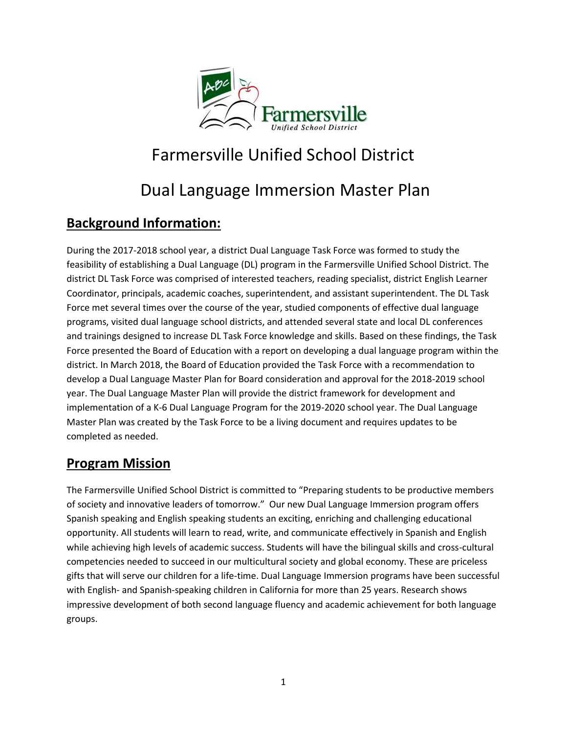# Farmersville Unified School District

# Dual Language Immersion Master Plan

## Background Information:

During the 2017-2018 school year, a district Dual Language Task Force was formed to study the feasibility of establishing a Dual Language (DL) program in the Farmersville Unified School District. The district DL Task Force was comprised of interested teachers, reading specialist, district English Learner Coordinator, principals, academic coaches, superintendent, and assistant superintendent. The DL Task Force met several times over the course of the year, studied components of effective dual language programs, visited dual language school districts, and attended several state and local DL conferences and trainings designed to increase DL Task Force knowledge and skills. Based on these findings, the Task Force presented the Board of Education with a report on developing a dual language program within the district. In March 2018, the Board of Education provided the Task Force with a recommendation to develop a Dual Language Master Plan for Board consideration and approval for the 2018-2019 school year. The Dual Language Master Plan will provide the district framework for development and implementation of a K-6 Dual Language Program for the 2019-2020 school year. The Dual Language Master Plan was created by the Task Force to be a living document and requires updates to be completed as needed.

## Program Mission

The Farmersville Unified School District is committed to "Preparing students to be productive members of society and innovative leaders of tomorrow." Our new Dual Language Immersion program offers Spanish speaking and English speaking students an exciting, enriching and challenging educational opportunity. All students will learn to read, write, and communicate effectively in Spanish and English while achieving high levels of academic success. Students will have the bilingual skills and cross-cultural competencies needed to succeed in our multicultural society and global economy. These are priceless gifts that will serve our children for a life-time. Dual Language Immersion programs have been successful with English- and Spanish-speaking children in California for more than 25 years. Research shows impressive development of both second language fluency and academic achievement for both language groups.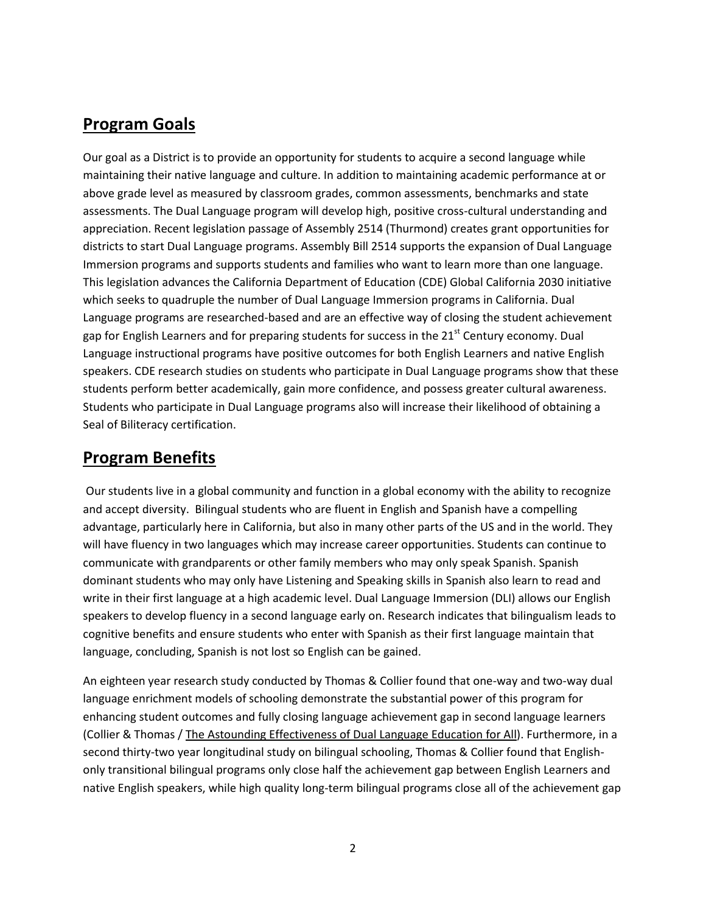## Program Goals

Our goal as a District is to provide an opportunity for students to acquire a second language while maintaining their native language and culture. In addition to maintaining academic performance at or above grade level as measured by classroom grades, common assessments, benchmarks and state assessments. The Dual Language program will develop high, positive cross-cultural understanding and appreciation. Recent legislation passage of Assembly 2514 (Thurmond) creates grant opportunities for districts to start Dual Language programs. Assembly Bill 2514 supports the expansion of Dual Language Immersion programs and supports students and families who want to learn more than one language. This legislation advances the California Department of Education (CDE) Global California 2030 initiative which seeks to quadruple the number of Dual Language Immersion programs in California. Dual Language programs are researched-based and are an effective way of closing the student achievement gap for English Learners and for preparing students for success in the 21st Century economy. Dual Language instructional programs have positive outcomes for both English Learners and native English speakers. CDE research studies on students who participate in Dual Language programs show that these students perform better academically, gain more confidence, and possess greater cultural awareness. Students who participate in Dual Language programs also will increase their likelihood of obtaining a Seal of Biliteracy certification.

## Program Benefits

Our students live in a global community and function in a global economy with the ability to recognize and accept diversity. Bilingual students who are fluent in English and Spanish have a compelling advantage, particularly here in California, but also in many other parts of the US and in the world. They will have fluency in two languages which may increase career opportunities. Students can continue to communicate with grandparents or other family members who may only speak Spanish. Spanish dominant students who may only have Listening and Speaking skills in Spanish also learn to read and write in their first language at a high academic level. Dual Language Immersion (DLI) allows our English speakers to develop fluency in a second language early on. Research indicates that bilingualism leads to cognitive benefits and ensure students who enter with Spanish as their first language maintain that language, concluding, Spanish is not lost so English can be gained.

An eighteen year research study conducted by Thomas & Collier found that one-way and two-way dual language enrichment models of schooling demonstrate the substantial power of this program for enhancing student outcomes and fully closing language achievement gap in second language learners (Collier & Thomas / The Astounding Effectiveness of Dual Language Education for All). Furthermore, in a second thirty-two year longitudinal study on bilingual schooling, Thomas & Collier found that English-only transitional bilingual programs only close half the achievement gap between English Learners and native English speakers, while high quality long-term bilingual programs close all of the achievement gap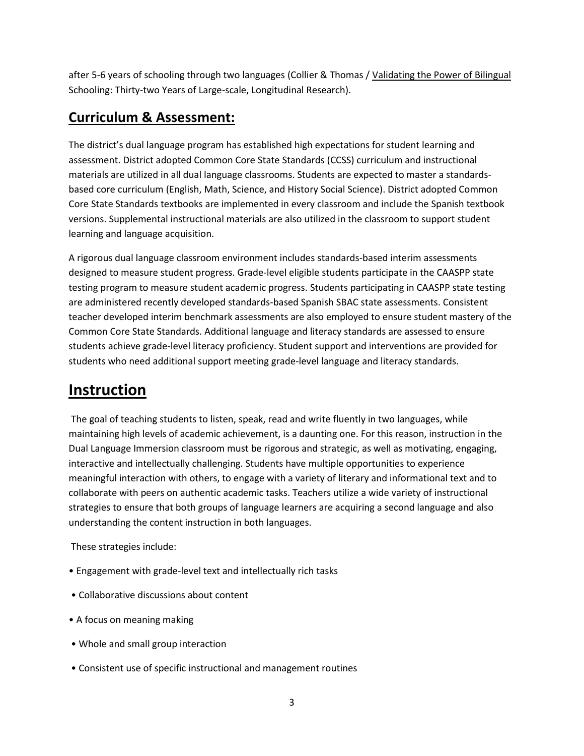after 5-6 years of schooling through two languages (Collier & Thomas / Validating the Power of Bilingual Schooling: Thirty-two Years of Large-scale, Longitudinal Research).

## Curriculum & Assessment:

The district's dual language program has established high expectations for student learning and assessment. District adopted Common Core State Standards (CCSS) curriculum and instructional materials are utilized in all dual language classrooms. Students are expected to master a standards-based core curriculum (English, Math, Science, and History Social Science). District adopted Common Core State Standards textbooks are implemented in every classroom and include the Spanish textbook versions. Supplemental instructional materials are also utilized in the classroom to support student learning and language acquisition.

A rigorous dual language classroom environment includes standards-based interim assessments designed to measure student progress. Grade-level eligible students participate in the CAASPP state testing program to measure student academic progress. Students participating in CAASPP state testing are administered recently developed standards-based Spanish SBAC state assessments. Consistent teacher developed interim benchmark assessments are also employed to ensure student mastery of the Common Core State Standards. Additional language and literacy standards are assessed to ensure students achieve grade-level literacy proficiency. Student support and interventions are provided for students who need additional support meeting grade-level language and literacy standards.

# Instruction

The goal of teaching students to listen, speak, read and write fluently in two languages, while maintaining high levels of academic achievement, is a daunting one. For this reason, instruction in the Dual Language Immersion classroom must be rigorous and strategic, as well as motivating, engaging, interactive and intellectually challenging. Students have multiple opportunities to experience meaningful interaction with others, to engage with a variety of literary and informational text and to collaborate with peers on authentic academic tasks. Teachers utilize a wide variety of instructional strategies to ensure that both groups of language learners are acquiring a second language and also understanding the content instruction in both languages.

These strategies include:

- Engagement with grade-level text and intellectually rich tasks
- Collaborative discussions about content
- A focus on meaning making
- Whole and small group interaction
- Consistent use of specific instructional and management routines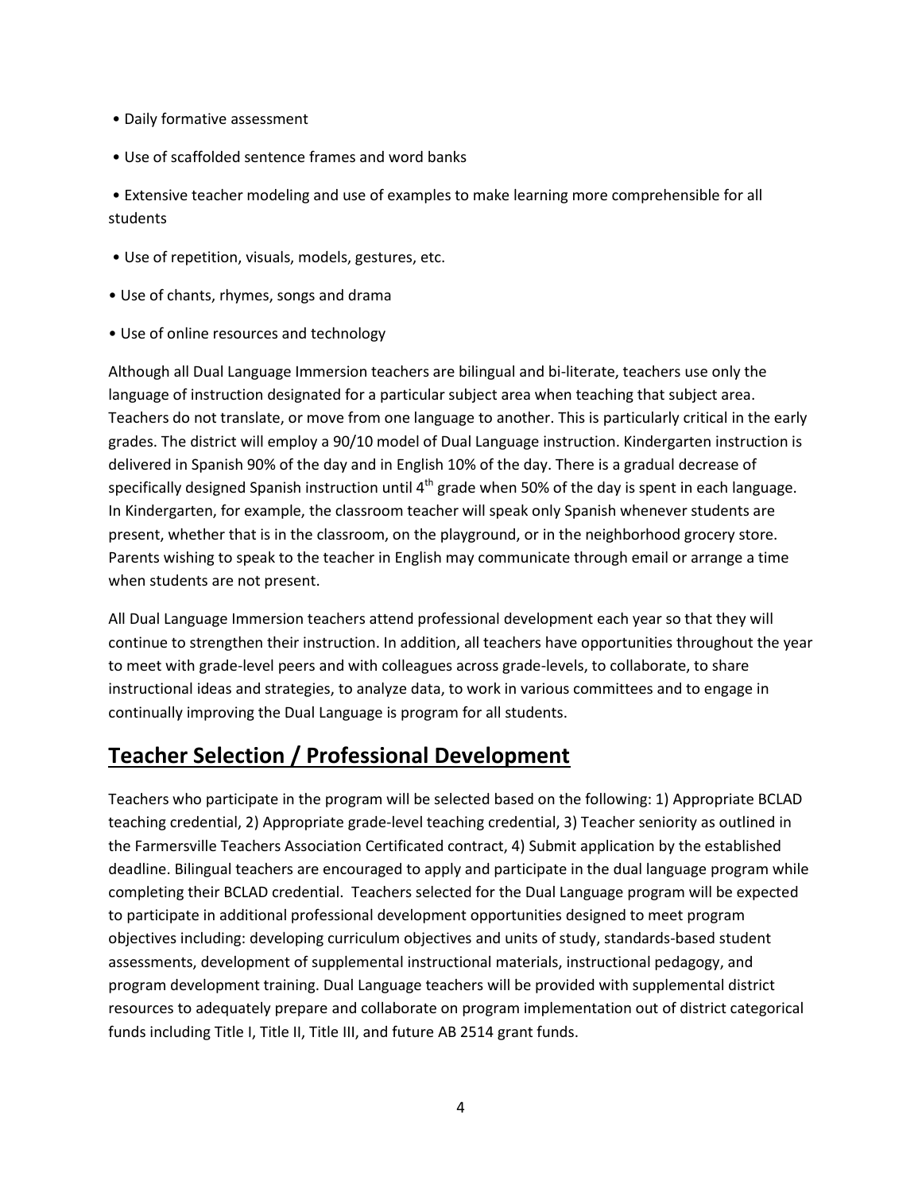- Daily formative assessment
- Use of scaffolded sentence frames and word banks
- Extensive teacher modeling and use of examples to make learning more comprehensible for all students
- Use of repetition, visuals, models, gestures, etc.
- Use of chants, rhymes, songs and drama
- Use of online resources and technology

Although all Dual Language Immersion teachers are bilingual and bi-literate, teachers use only the language of instruction designated for a particular subject area when teaching that subject area. Teachers do not translate, or move from one language to another. This is particularly critical in the early grades. The district will employ a 90/10 model of Dual Language instruction. Kindergarten instruction is delivered in Spanish 90% of the day and in English 10% of the day. There is a gradual decrease of specifically designed Spanish instruction until 4th grade when 50% of the day is spent in each language. In Kindergarten, for example, the classroom teacher will speak only Spanish whenever students are present, whether that is in the classroom, on the playground, or in the neighborhood grocery store. Parents wishing to speak to the teacher in English may communicate through email or arrange a time when students are not present.

All Dual Language Immersion teachers attend professional development each year so that they will continue to strengthen their instruction. In addition, all teachers have opportunities throughout the year to meet with grade-level peers and with colleagues across grade-levels, to collaborate, to share instructional ideas and strategies, to analyze data, to work in various committees and to engage in continually improving the Dual Language is program for all students.

## Teacher Selection / Professional Development

Teachers who participate in the program will be selected based on the following: 1) Appropriate BCLAD teaching credential, 2) Appropriate grade-level teaching credential, 3) Teacher seniority as outlined in the Farmersville Teachers Association Certificated contract, 4) Submit application by the established deadline. Bilingual teachers are encouraged to apply and participate in the dual language program while completing their BCLAD credential. Teachers selected for the Dual Language program will be expected to participate in additional professional development opportunities designed to meet program objectives including: developing curriculum objectives and units of study, standards-based student assessments, development of supplemental instructional materials, instructional pedagogy, and program development training. Dual Language teachers will be provided with supplemental district resources to adequately prepare and collaborate on program implementation out of district categorical funds including Title I, Title II, Title III, and future AB 2514 grant funds.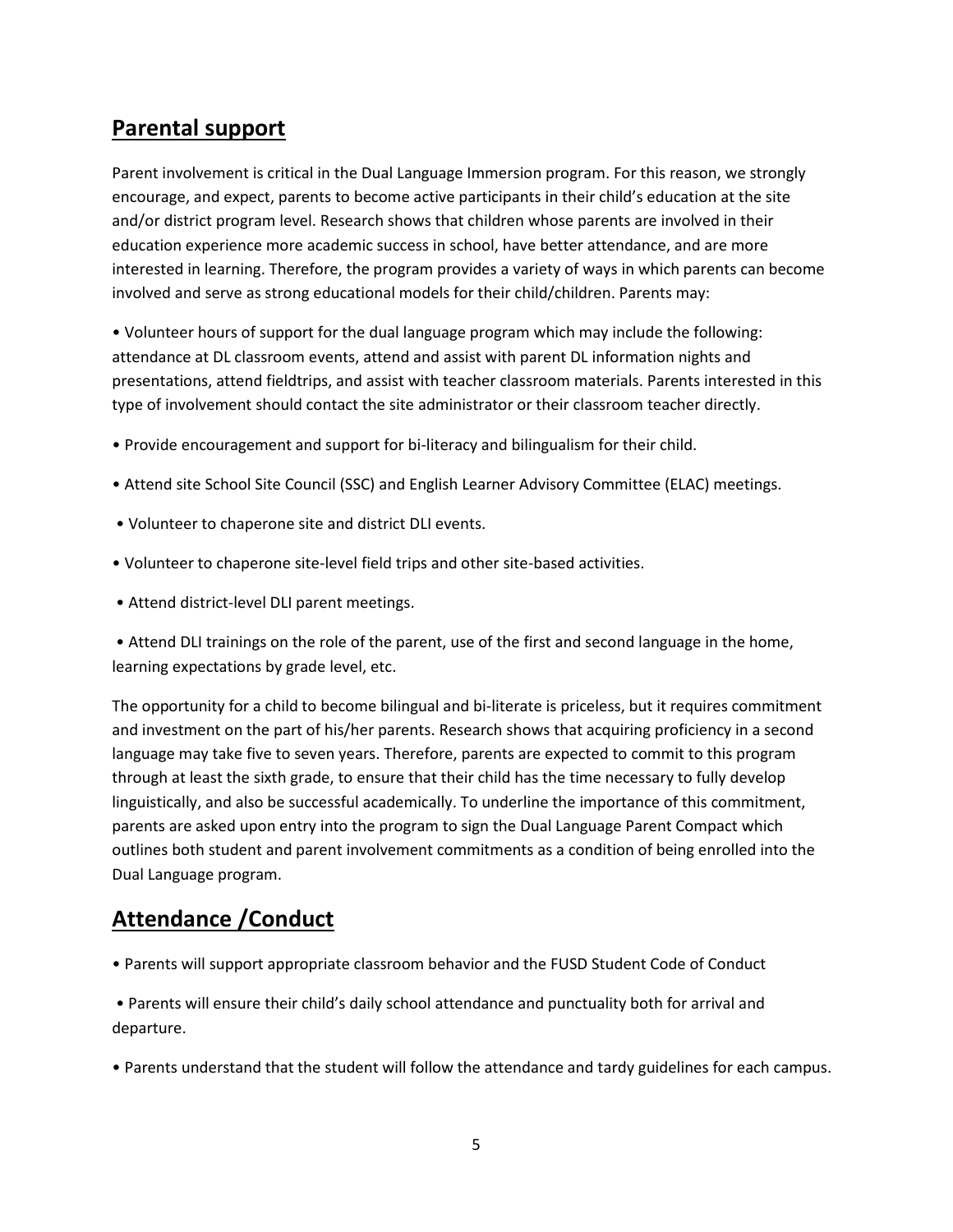## Parental support

Parent involvement is critical in the Dual Language Immersion program. For this reason, we strongly encourage, and expect, parents to become active participants in their child's education at the site and/or district program level. Research shows that children whose parents are involved in their education experience more academic success in school, have better attendance, and are more interested in learning. Therefore, the program provides a variety of ways in which parents can become involved and serve as strong educational models for their child/children. Parents may:

- Volunteer hours of support for the dual language program which may include the following: attendance at DL classroom events, attend and assist with parent DL information nights and presentations, attend fieldtrips, and assist with teacher classroom materials. Parents interested in this type of involvement should contact the site administrator or their classroom teacher directly.
- Provide encouragement and support for bi-literacy and bilingualism for their child.
- Attend site School Site Council (SSC) and English Learner Advisory Committee (ELAC) meetings.
- Volunteer to chaperone site and district DLI events.
- Volunteer to chaperone site-level field trips and other site-based activities.
- Attend district-level DLI parent meetings.
- Attend DLI trainings on the role of the parent, use of the first and second language in the home, learning expectations by grade level, etc.

The opportunity for a child to become bilingual and bi-literate is priceless, but it requires commitment and investment on the part of his/her parents. Research shows that acquiring proficiency in a second language may take five to seven years. Therefore, parents are expected to commit to this program through at least the sixth grade, to ensure that their child has the time necessary to fully develop linguistically, and also be successful academically. To underline the importance of this commitment, parents are asked upon entry into the program to sign the Dual Language Parent Compact which outlines both student and parent involvement commitments as a condition of being enrolled into the Dual Language program.

## Attendance /Conduct

- Parents will support appropriate classroom behavior and the FUSD Student Code of Conduct
- Parents will ensure their child's daily school attendance and punctuality both for arrival and departure.
- Parents understand that the student will follow the attendance and tardy guidelines for each campus.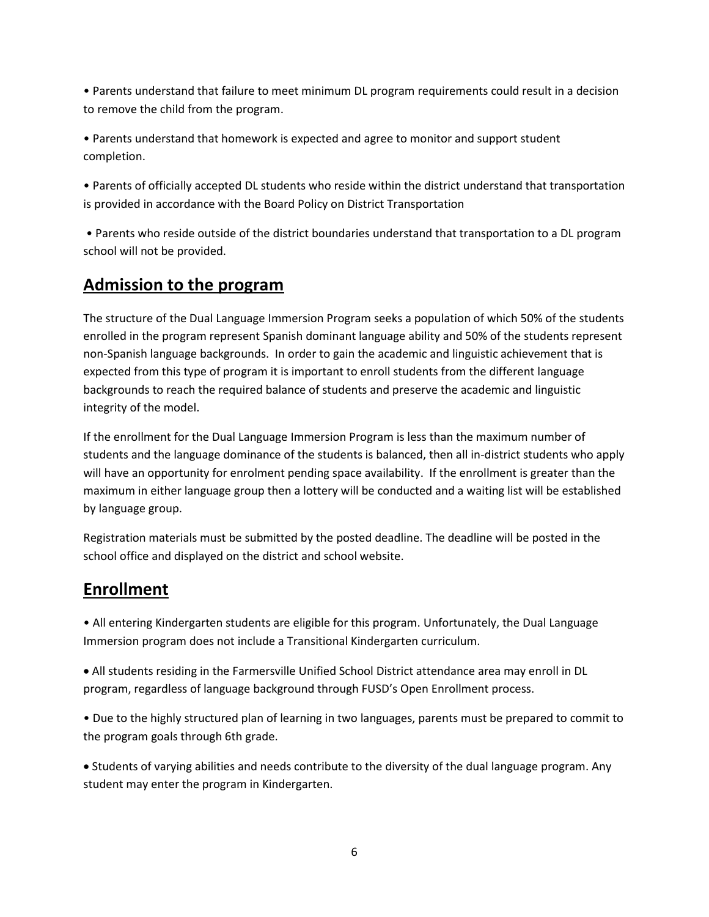- Parents understand that failure to meet minimum DL program requirements could result in a decision to remove the child from the program.

- Parents understand that homework is expected and agree to monitor and support student completion.

- Parents of officially accepted DL students who reside within the district understand that transportation is provided in accordance with the Board Policy on District Transportation

- Parents who reside outside of the district boundaries understand that transportation to a DL program school will not be provided.

## Admission to the program

The structure of the Dual Language Immersion Program seeks a population of which 50% of the students enrolled in the program represent Spanish dominant language ability and 50% of the students represent non-Spanish language backgrounds. In order to gain the academic and linguistic achievement that is expected from this type of program it is important to enroll students from the different language backgrounds to reach the required balance of students and preserve the academic and linguistic integrity of the model.

If the enrollment for the Dual Language Immersion Program is less than the maximum number of students and the language dominance of the students is balanced, then all in-district students who apply will have an opportunity for enrolment pending space availability. If the enrollment is greater than the maximum in either language group then a lottery will be conducted and a waiting list will be established by language group.

Registration materials must be submitted by the posted deadline. The deadline will be posted in the school office and displayed on the district and school website.

## Enrollment

- All entering Kindergarten students are eligible for this program. Unfortunately, the Dual Language Immersion program does not include a Transitional Kindergarten curriculum.

- All students residing in the Farmersville Unified School District attendance area may enroll in DL program, regardless of language background through FUSD's Open Enrollment process.

- Due to the highly structured plan of learning in two languages, parents must be prepared to commit to the program goals through 6th grade.

- Students of varying abilities and needs contribute to the diversity of the dual language program. Any student may enter the program in Kindergarten.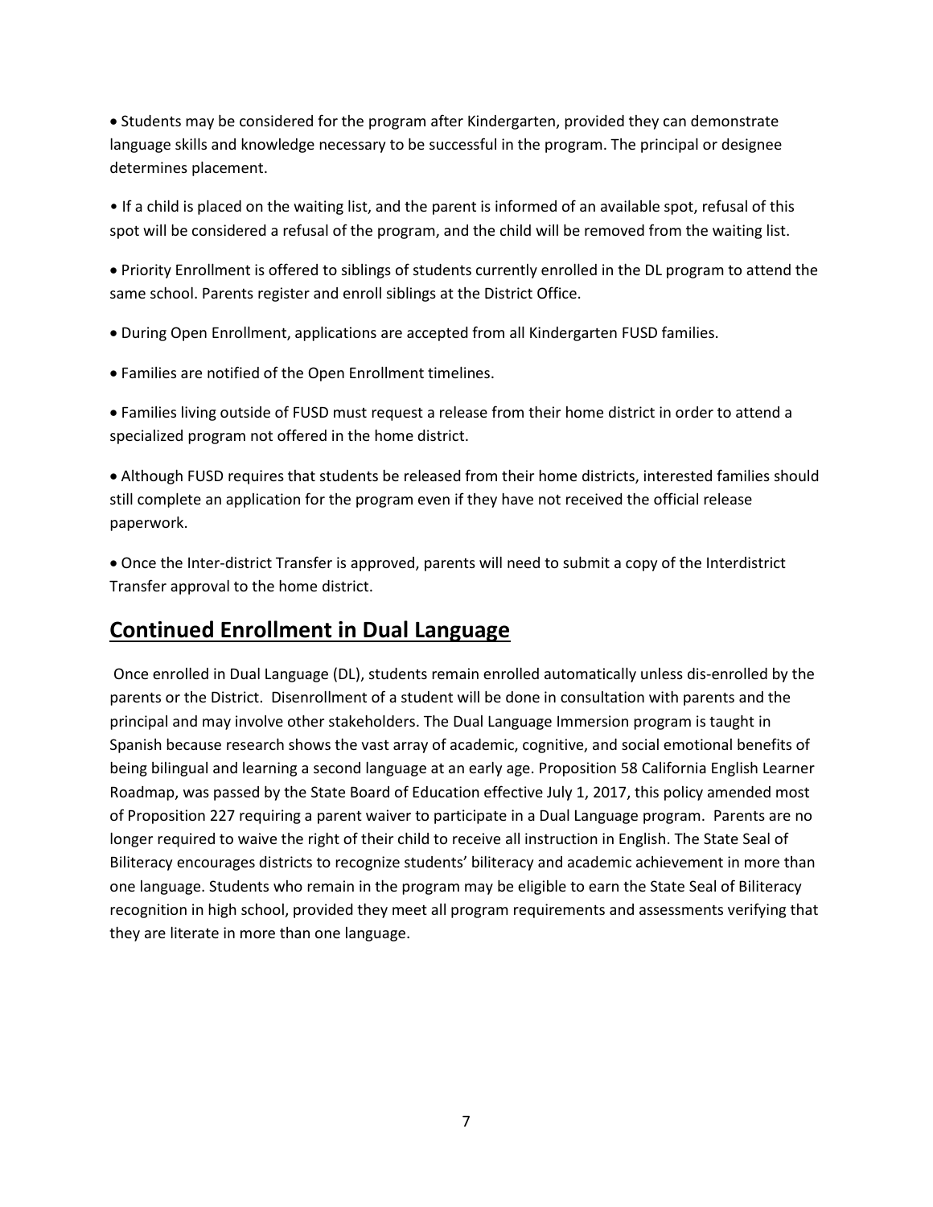- Students may be considered for the program after Kindergarten, provided they can demonstrate language skills and knowledge necessary to be successful in the program. The principal or designee determines placement.

- If a child is placed on the waiting list, and the parent is informed of an available spot, refusal of this spot will be considered a refusal of the program, and the child will be removed from the waiting list.

- Priority Enrollment is offered to siblings of students currently enrolled in the DL program to attend the same school. Parents register and enroll siblings at the District Office.

- During Open Enrollment, applications are accepted from all Kindergarten FUSD families.

- Families are notified of the Open Enrollment timelines.

- Families living outside of FUSD must request a release from their home district in order to attend a specialized program not offered in the home district.

- Although FUSD requires that students be released from their home districts, interested families should still complete an application for the program even if they have not received the official release paperwork.

- Once the Inter-district Transfer is approved, parents will need to submit a copy of the Interdistrict Transfer approval to the home district.

## Continued Enrollment in Dual Language

Once enrolled in Dual Language (DL), students remain enrolled automatically unless dis-enrolled by the parents or the District. Disenrollment of a student will be done in consultation with parents and the principal and may involve other stakeholders. The Dual Language Immersion program is taught in Spanish because research shows the vast array of academic, cognitive, and social emotional benefits of being bilingual and learning a second language at an early age. Proposition 58 California English Learner Roadmap, was passed by the State Board of Education effective July 1, 2017, this policy amended most of Proposition 227 requiring a parent waiver to participate in a Dual Language program. Parents are no longer required to waive the right of their child to receive all instruction in English. The State Seal of Biliteracy encourages districts to recognize students' biliteracy and academic achievement in more than one language. Students who remain in the program may be eligible to earn the State Seal of Biliteracy recognition in high school, provided they meet all program requirements and assessments verifying that they are literate in more than one language.